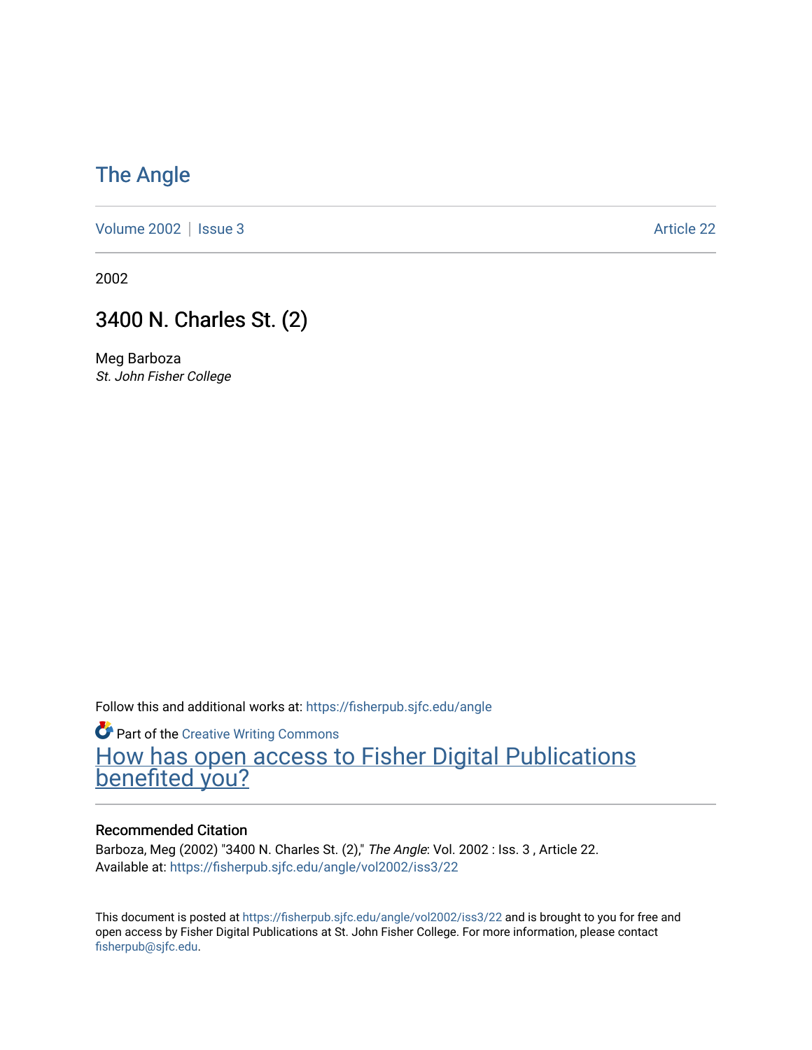# The Angle

Volume 2002 | Issue 3 Article 22

2002

## 3400 N. Charles St. (2)

Meg Barboza
*St. John Fisher College*

Follow this and additional works at: https://fisherpub.sjfc.edu/angle

Part of the Creative Writing Commons

How has open access to Fisher Digital Publications benefited you?

### Recommended Citation

Barboza, Meg (2002) "3400 N. Charles St. (2)," *The Angle*: Vol. 2002 : Iss. 3 , Article 22.
Available at: https://fisherpub.sjfc.edu/angle/vol2002/iss3/22

This document is posted at https://fisherpub.sjfc.edu/angle/vol2002/iss3/22 and is brought to you for free and open access by Fisher Digital Publications at St. John Fisher College. For more information, please contact fisherpub@sjfc.edu.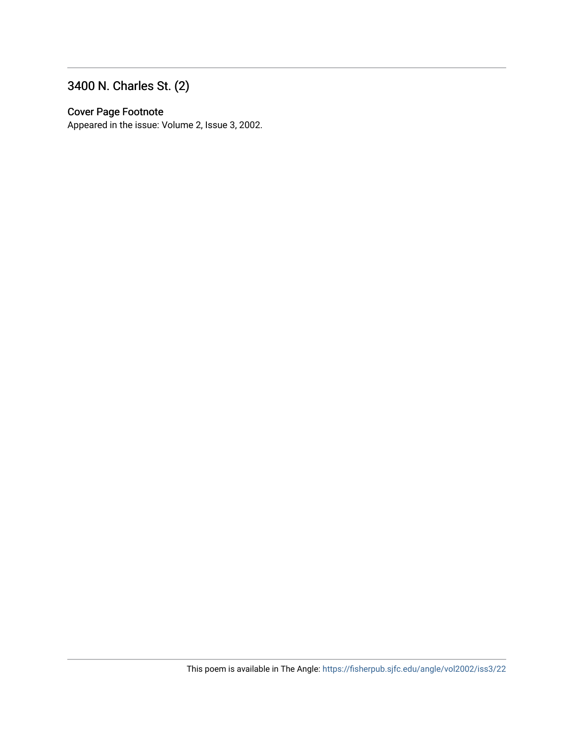## 3400 N. Charles St. (2)

### Cover Page Footnote

Appeared in the issue: Volume 2, Issue 3, 2002.

This poem is available in The Angle: https://fisherpub.sjfc.edu/angle/vol2002/iss3/22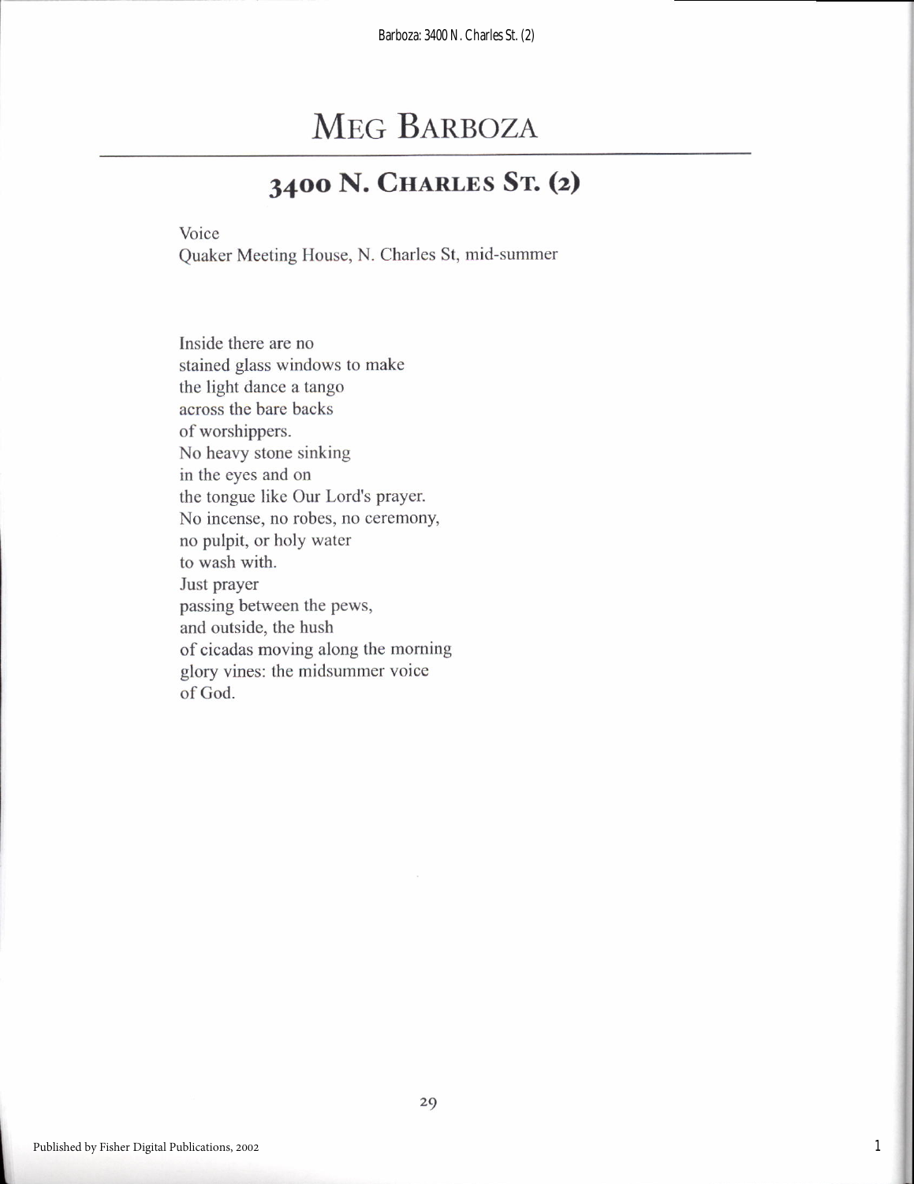# Meg Barboza

## 3400 N. Charles St. (2)

Voice
Quaker Meeting House, N. Charles St, mid-summer

Inside there are no
stained glass windows to make
the light dance a tango
across the bare backs
of worshippers.
No heavy stone sinking
in the eyes and on
the tongue like Our Lord's prayer.
No incense, no robes, no ceremony,
no pulpit, or holy water
to wash with.
Just prayer
passing between the pews,
and outside, the hush
of cicadas moving along the morning
glory vines: the midsummer voice
of God.